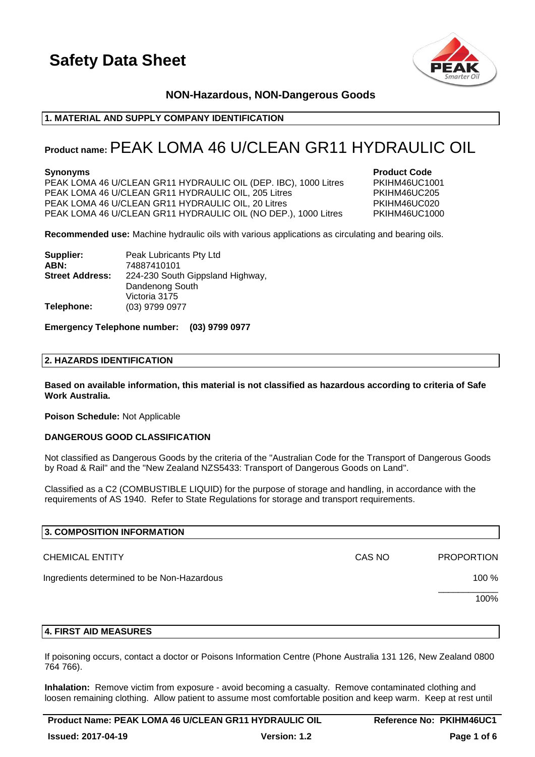# Safety Data Sheet

**NON-Hazardous, NON-Dangerous Goods**

## 1. MATERIAL AND SUPPLY COMPANY IDENTIFICATION

**Product name:** PEAK LOMA 46 U/CLEAN GR11 HYDRAULIC OIL

| **Synonyms** | **Product Code** |
|---|---|
| PEAK LOMA 46 U/CLEAN GR11 HYDRAULIC OIL (DEP. IBC), 1000 Litres | PKIHM46UC1001 |
| PEAK LOMA 46 U/CLEAN GR11 HYDRAULIC OIL, 205 Litres | PKIHM46UC205 |
| PEAK LOMA 46 U/CLEAN GR11 HYDRAULIC OIL, 20 Litres | PKIHM46UC020 |
| PEAK LOMA 46 U/CLEAN GR11 HYDRAULIC OIL (NO DEP.), 1000 Litres | PKIHM46UC1000 |

**Recommended use:** Machine hydraulic oils with various applications as circulating and bearing oils.

**Supplier:** Peak Lubricants Pty Ltd
**ABN:** 74887410101
**Street Address:** 224-230 South Gippsland Highway, Dandenong South Victoria 3175
**Telephone:** (03) 9799 0977

**Emergency Telephone number: (03) 9799 0977**

## 2. HAZARDS IDENTIFICATION

**Based on available information, this material is not classified as hazardous according to criteria of Safe Work Australia.**

**Poison Schedule:** Not Applicable

**DANGEROUS GOOD CLASSIFICATION**

Not classified as Dangerous Goods by the criteria of the "Australian Code for the Transport of Dangerous Goods by Road & Rail" and the "New Zealand NZS5433: Transport of Dangerous Goods on Land".

Classified as a C2 (COMBUSTIBLE LIQUID) for the purpose of storage and handling, in accordance with the requirements of AS 1940. Refer to State Regulations for storage and transport requirements.

## 3. COMPOSITION INFORMATION

| CHEMICAL ENTITY | CAS NO | PROPORTION |
|---|---|---|
| Ingredients determined to be Non-Hazardous | | 100 % |
| | | 100% |

## 4. FIRST AID MEASURES

If poisoning occurs, contact a doctor or Poisons Information Centre (Phone Australia 131 126, New Zealand 0800 764 766).

**Inhalation:** Remove victim from exposure - avoid becoming a casualty. Remove contaminated clothing and loosen remaining clothing. Allow patient to assume most comfortable position and keep warm. Keep at rest until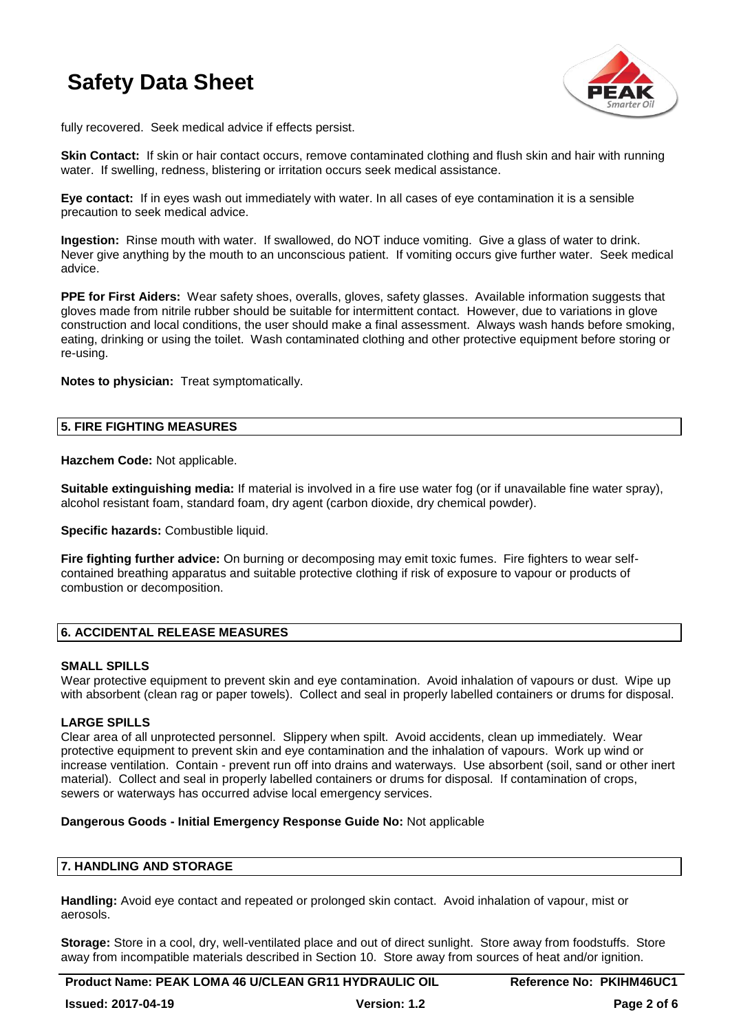fully recovered. Seek medical advice if effects persist.

**Skin Contact:** If skin or hair contact occurs, remove contaminated clothing and flush skin and hair with running water. If swelling, redness, blistering or irritation occurs seek medical assistance.

**Eye contact:** If in eyes wash out immediately with water. In all cases of eye contamination it is a sensible precaution to seek medical advice.

**Ingestion:** Rinse mouth with water. If swallowed, do NOT induce vomiting. Give a glass of water to drink. Never give anything by the mouth to an unconscious patient. If vomiting occurs give further water. Seek medical advice.

**PPE for First Aiders:** Wear safety shoes, overalls, gloves, safety glasses. Available information suggests that gloves made from nitrile rubber should be suitable for intermittent contact. However, due to variations in glove construction and local conditions, the user should make a final assessment. Always wash hands before smoking, eating, drinking or using the toilet. Wash contaminated clothing and other protective equipment before storing or re-using.

**Notes to physician:** Treat symptomatically.

## 5. FIRE FIGHTING MEASURES

**Hazchem Code:** Not applicable.

**Suitable extinguishing media:** If material is involved in a fire use water fog (or if unavailable fine water spray), alcohol resistant foam, standard foam, dry agent (carbon dioxide, dry chemical powder).

**Specific hazards:** Combustible liquid.

**Fire fighting further advice:** On burning or decomposing may emit toxic fumes. Fire fighters to wear self-contained breathing apparatus and suitable protective clothing if risk of exposure to vapour or products of combustion or decomposition.

## 6. ACCIDENTAL RELEASE MEASURES

### SMALL SPILLS

Wear protective equipment to prevent skin and eye contamination. Avoid inhalation of vapours or dust. Wipe up with absorbent (clean rag or paper towels). Collect and seal in properly labelled containers or drums for disposal.

### LARGE SPILLS

Clear area of all unprotected personnel. Slippery when spilt. Avoid accidents, clean up immediately. Wear protective equipment to prevent skin and eye contamination and the inhalation of vapours. Work up wind or increase ventilation. Contain - prevent run off into drains and waterways. Use absorbent (soil, sand or other inert material). Collect and seal in properly labelled containers or drums for disposal. If contamination of crops, sewers or waterways has occurred advise local emergency services.

**Dangerous Goods - Initial Emergency Response Guide No:** Not applicable

## 7. HANDLING AND STORAGE

**Handling:** Avoid eye contact and repeated or prolonged skin contact. Avoid inhalation of vapour, mist or aerosols.

**Storage:** Store in a cool, dry, well-ventilated place and out of direct sunlight. Store away from foodstuffs. Store away from incompatible materials described in Section 10. Store away from sources of heat and/or ignition.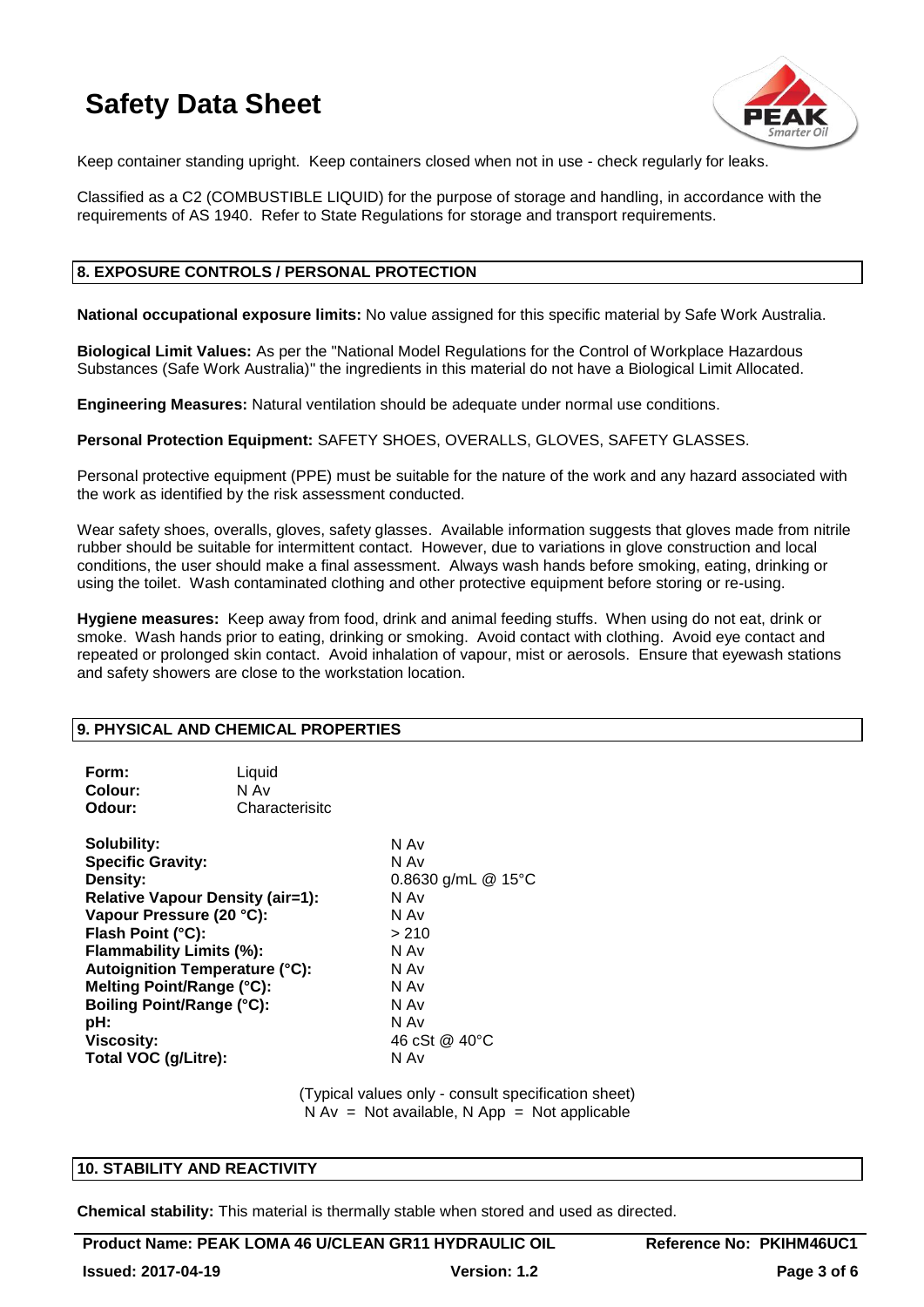Keep container standing upright. Keep containers closed when not in use - check regularly for leaks.

Classified as a C2 (COMBUSTIBLE LIQUID) for the purpose of storage and handling, in accordance with the requirements of AS 1940. Refer to State Regulations for storage and transport requirements.

## 8. EXPOSURE CONTROLS / PERSONAL PROTECTION

**National occupational exposure limits:** No value assigned for this specific material by Safe Work Australia.

**Biological Limit Values:** As per the "National Model Regulations for the Control of Workplace Hazardous Substances (Safe Work Australia)" the ingredients in this material do not have a Biological Limit Allocated.

**Engineering Measures:** Natural ventilation should be adequate under normal use conditions.

**Personal Protection Equipment:** SAFETY SHOES, OVERALLS, GLOVES, SAFETY GLASSES.

Personal protective equipment (PPE) must be suitable for the nature of the work and any hazard associated with the work as identified by the risk assessment conducted.

Wear safety shoes, overalls, gloves, safety glasses. Available information suggests that gloves made from nitrile rubber should be suitable for intermittent contact. However, due to variations in glove construction and local conditions, the user should make a final assessment. Always wash hands before smoking, eating, drinking or using the toilet. Wash contaminated clothing and other protective equipment before storing or re-using.

**Hygiene measures:** Keep away from food, drink and animal feeding stuffs. When using do not eat, drink or smoke. Wash hands prior to eating, drinking or smoking. Avoid contact with clothing. Avoid eye contact and repeated or prolonged skin contact. Avoid inhalation of vapour, mist or aerosols. Ensure that eyewash stations and safety showers are close to the workstation location.

## 9. PHYSICAL AND CHEMICAL PROPERTIES

| | |
|---|---|
| **Form:** | Liquid |
| **Colour:** | N Av |
| **Odour:** | Characterisitc |

| | |
|---|---|
| **Solubility:** | N Av |
| **Specific Gravity:** | N Av |
| **Density:** | 0.8630 g/mL @ 15°C |
| **Relative Vapour Density (air=1):** | N Av |
| **Vapour Pressure (20 °C):** | N Av |
| **Flash Point (°C):** | > 210 |
| **Flammability Limits (%):** | N Av |
| **Autoignition Temperature (°C):** | N Av |
| **Melting Point/Range (°C):** | N Av |
| **Boiling Point/Range (°C):** | N Av |
| **pH:** | N Av |
| **Viscosity:** | 46 cSt @ 40°C |
| **Total VOC (g/Litre):** | N Av |

(Typical values only - consult specification sheet)
N Av = Not available, N App = Not applicable

## 10. STABILITY AND REACTIVITY

**Chemical stability:** This material is thermally stable when stored and used as directed.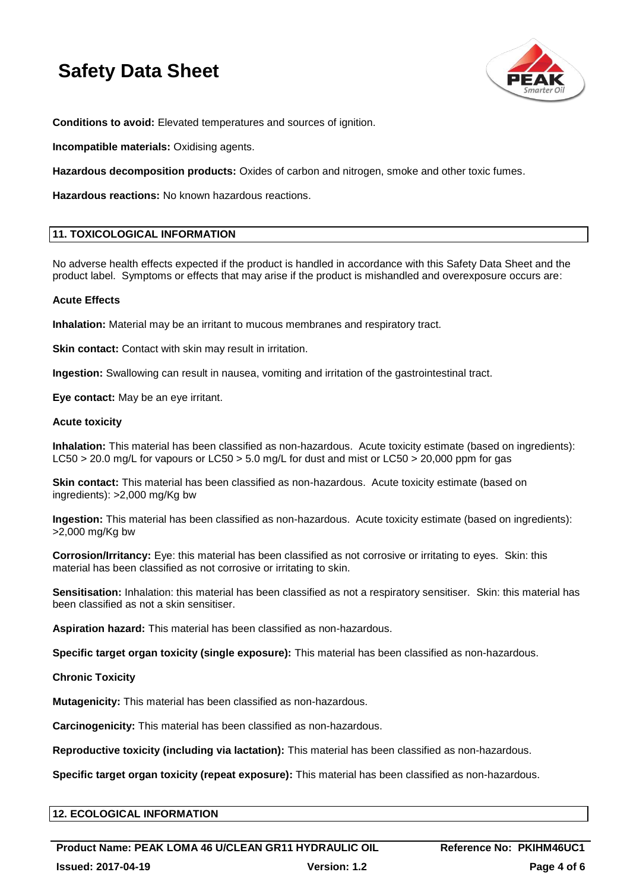**Conditions to avoid:** Elevated temperatures and sources of ignition.

**Incompatible materials:** Oxidising agents.

**Hazardous decomposition products:** Oxides of carbon and nitrogen, smoke and other toxic fumes.

**Hazardous reactions:** No known hazardous reactions.

## 11. TOXICOLOGICAL INFORMATION

No adverse health effects expected if the product is handled in accordance with this Safety Data Sheet and the product label. Symptoms or effects that may arise if the product is mishandled and overexposure occurs are:

### Acute Effects

**Inhalation:** Material may be an irritant to mucous membranes and respiratory tract.

**Skin contact:** Contact with skin may result in irritation.

**Ingestion:** Swallowing can result in nausea, vomiting and irritation of the gastrointestinal tract.

**Eye contact:** May be an eye irritant.

### Acute toxicity

**Inhalation:** This material has been classified as non-hazardous. Acute toxicity estimate (based on ingredients): LC50 > 20.0 mg/L for vapours or LC50 > 5.0 mg/L for dust and mist or LC50 > 20,000 ppm for gas

**Skin contact:** This material has been classified as non-hazardous. Acute toxicity estimate (based on ingredients): >2,000 mg/Kg bw

**Ingestion:** This material has been classified as non-hazardous. Acute toxicity estimate (based on ingredients): >2,000 mg/Kg bw

**Corrosion/Irritancy:** Eye: this material has been classified as not corrosive or irritating to eyes. Skin: this material has been classified as not corrosive or irritating to skin.

**Sensitisation:** Inhalation: this material has been classified as not a respiratory sensitiser. Skin: this material has been classified as not a skin sensitiser.

**Aspiration hazard:** This material has been classified as non-hazardous.

**Specific target organ toxicity (single exposure):** This material has been classified as non-hazardous.

### Chronic Toxicity

**Mutagenicity:** This material has been classified as non-hazardous.

**Carcinogenicity:** This material has been classified as non-hazardous.

**Reproductive toxicity (including via lactation):** This material has been classified as non-hazardous.

**Specific target organ toxicity (repeat exposure):** This material has been classified as non-hazardous.

## 12. ECOLOGICAL INFORMATION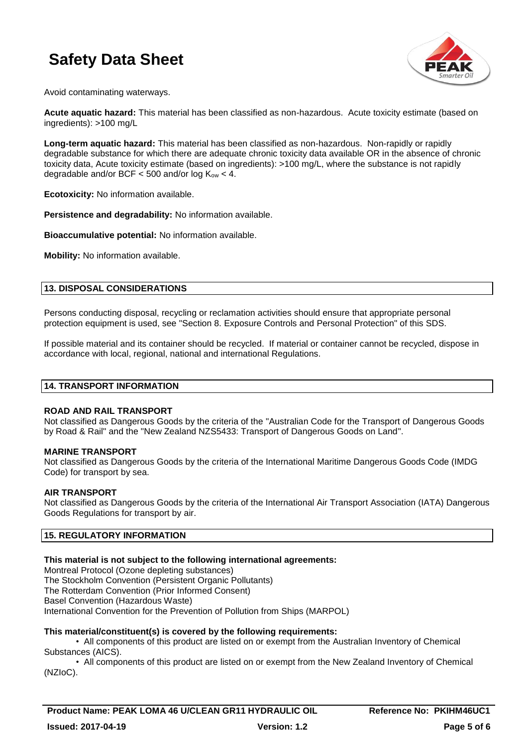Avoid contaminating waterways.

**Acute aquatic hazard:** This material has been classified as non-hazardous. Acute toxicity estimate (based on ingredients): >100 mg/L

**Long-term aquatic hazard:** This material has been classified as non-hazardous. Non-rapidly or rapidly degradable substance for which there are adequate chronic toxicity data available OR in the absence of chronic toxicity data, Acute toxicity estimate (based on ingredients): >100 mg/L, where the substance is not rapidly degradable and/or BCF < 500 and/or log $K_{ow}$ < 4.

**Ecotoxicity:** No information available.

**Persistence and degradability:** No information available.

**Bioaccumulative potential:** No information available.

**Mobility:** No information available.

## 13. DISPOSAL CONSIDERATIONS

Persons conducting disposal, recycling or reclamation activities should ensure that appropriate personal protection equipment is used, see "Section 8. Exposure Controls and Personal Protection" of this SDS.

If possible material and its container should be recycled. If material or container cannot be recycled, dispose in accordance with local, regional, national and international Regulations.

## 14. TRANSPORT INFORMATION

**ROAD AND RAIL TRANSPORT**
Not classified as Dangerous Goods by the criteria of the "Australian Code for the Transport of Dangerous Goods by Road & Rail" and the "New Zealand NZS5433: Transport of Dangerous Goods on Land".

**MARINE TRANSPORT**
Not classified as Dangerous Goods by the criteria of the International Maritime Dangerous Goods Code (IMDG Code) for transport by sea.

**AIR TRANSPORT**
Not classified as Dangerous Goods by the criteria of the International Air Transport Association (IATA) Dangerous Goods Regulations for transport by air.

## 15. REGULATORY INFORMATION

**This material is not subject to the following international agreements:**
Montreal Protocol (Ozone depleting substances)
The Stockholm Convention (Persistent Organic Pollutants)
The Rotterdam Convention (Prior Informed Consent)
Basel Convention (Hazardous Waste)
International Convention for the Prevention of Pollution from Ships (MARPOL)

**This material/constituent(s) is covered by the following requirements:**

- All components of this product are listed on or exempt from the Australian Inventory of Chemical Substances (AICS).
- All components of this product are listed on or exempt from the New Zealand Inventory of Chemical (NZIoC).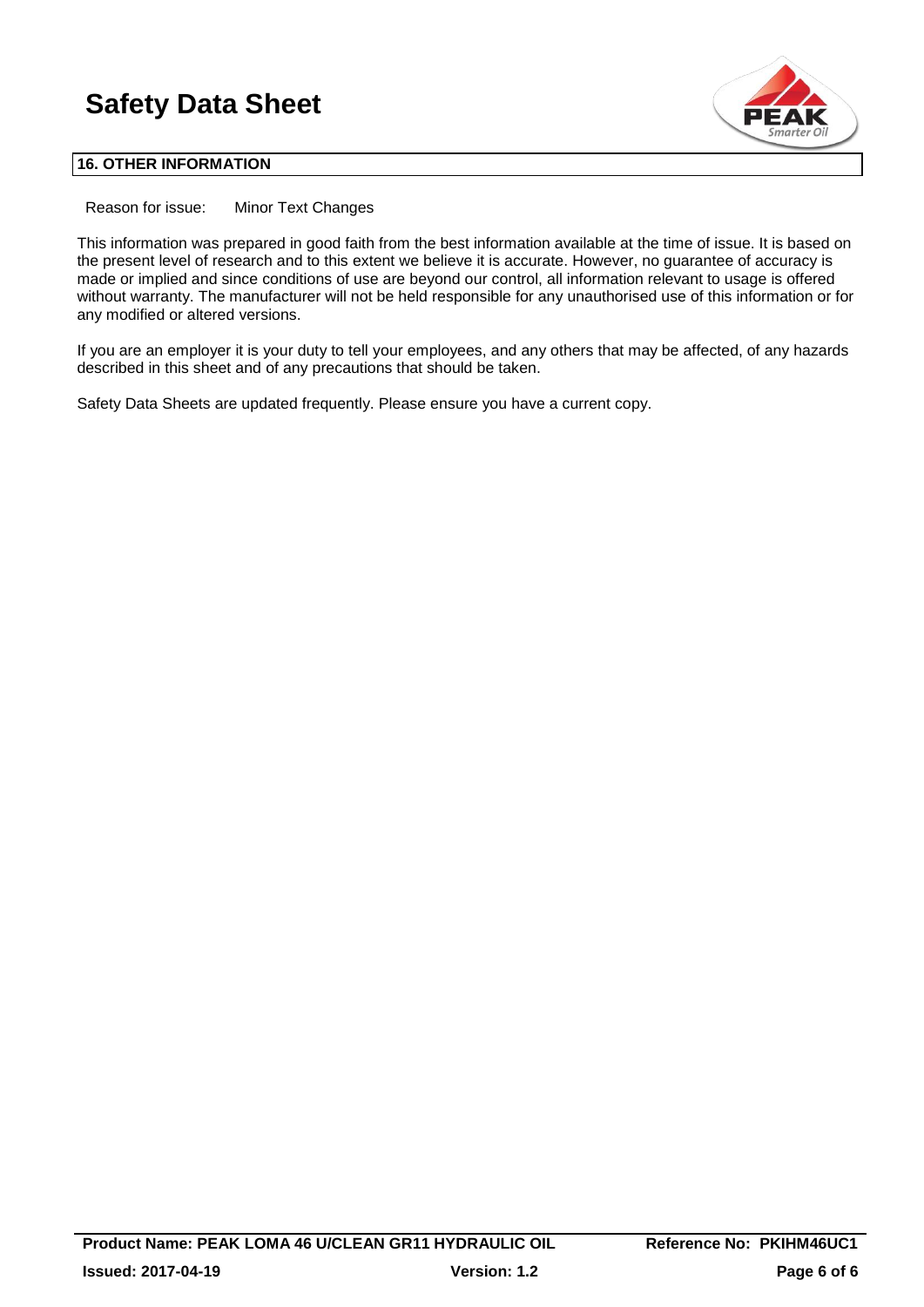## 16. OTHER INFORMATION

Reason for issue: Minor Text Changes

This information was prepared in good faith from the best information available at the time of issue. It is based on the present level of research and to this extent we believe it is accurate. However, no guarantee of accuracy is made or implied and since conditions of use are beyond our control, all information relevant to usage is offered without warranty. The manufacturer will not be held responsible for any unauthorised use of this information or for any modified or altered versions.

If you are an employer it is your duty to tell your employees, and any others that may be affected, of any hazards described in this sheet and of any precautions that should be taken.

Safety Data Sheets are updated frequently. Please ensure you have a current copy.